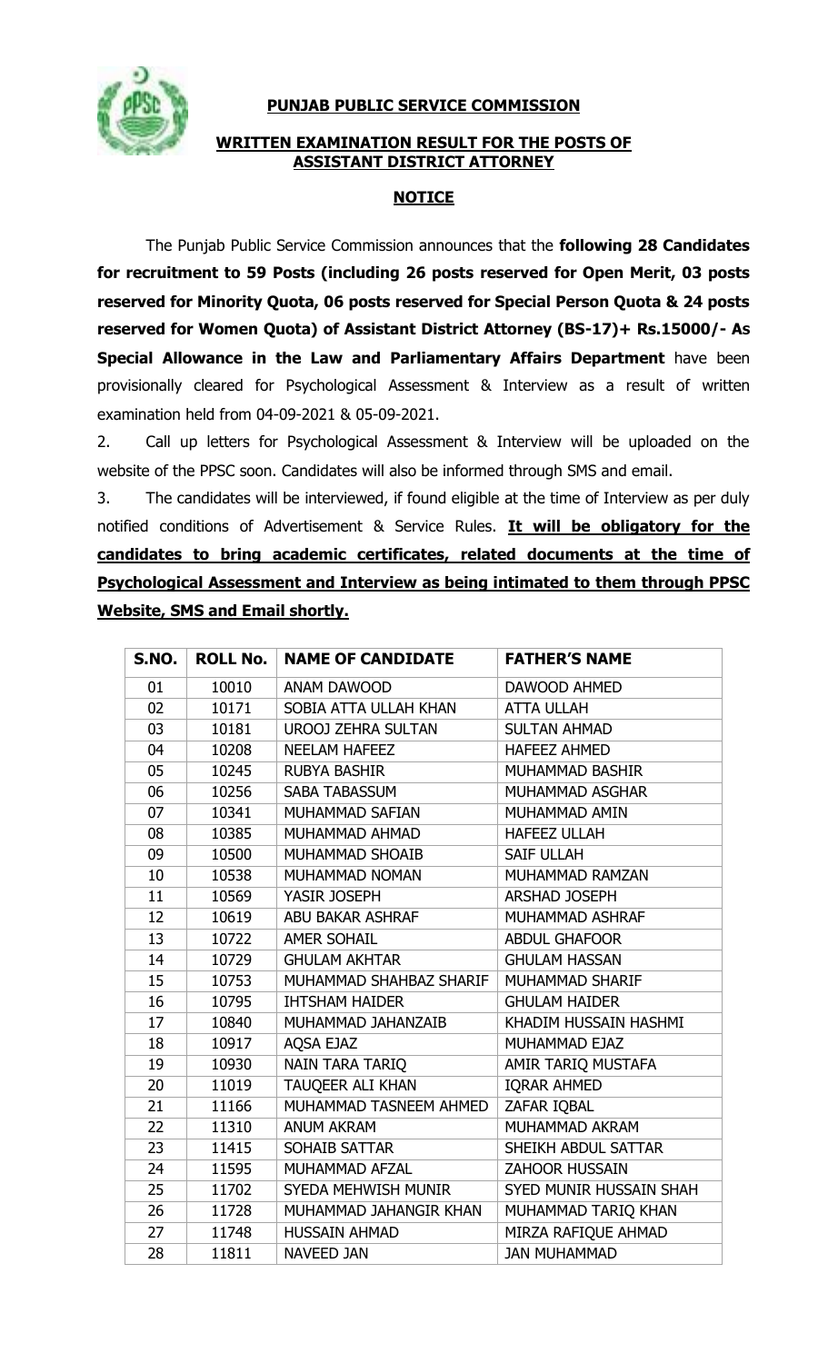# PUNJAB PUBLIC SERVICE COMMISSION

## WRITTEN EXAMINATION RESULT FOR THE POSTS OF ASSISTANT DISTRICT ATTORNEY

### NOTICE

The Punjab Public Service Commission announces that the **following 28 Candidates for recruitment to 59 Posts (including 26 posts reserved for Open Merit, 03 posts reserved for Minority Quota, 06 posts reserved for Special Person Quota & 24 posts reserved for Women Quota) of Assistant District Attorney (BS-17)+ Rs.15000/- As Special Allowance in the Law and Parliamentary Affairs Department** have been provisionally cleared for Psychological Assessment & Interview as a result of written examination held from 04-09-2021 & 05-09-2021.

2. Call up letters for Psychological Assessment & Interview will be uploaded on the website of the PPSC soon. Candidates will also be informed through SMS and email.

3. The candidates will be interviewed, if found eligible at the time of Interview as per duly notified conditions of Advertisement & Service Rules. **It will be obligatory for the candidates to bring academic certificates, related documents at the time of Psychological Assessment and Interview as being intimated to them through PPSC Website, SMS and Email shortly.**

| S.NO. | ROLL No. | NAME OF CANDIDATE | FATHER'S NAME |
|---|---|---|---|
| 01 | 10010 | ANAM DAWOOD | DAWOOD AHMED |
| 02 | 10171 | SOBIA ATTA ULLAH KHAN | ATTA ULLAH |
| 03 | 10181 | UROOJ ZEHRA SULTAN | SULTAN AHMAD |
| 04 | 10208 | NEELAM HAFEEZ | HAFEEZ AHMED |
| 05 | 10245 | RUBYA BASHIR | MUHAMMAD BASHIR |
| 06 | 10256 | SABA TABASSUM | MUHAMMAD ASGHAR |
| 07 | 10341 | MUHAMMAD SAFIAN | MUHAMMAD AMIN |
| 08 | 10385 | MUHAMMAD AHMAD | HAFEEZ ULLAH |
| 09 | 10500 | MUHAMMAD SHOAIB | SAIF ULLAH |
| 10 | 10538 | MUHAMMAD NOMAN | MUHAMMAD RAMZAN |
| 11 | 10569 | YASIR JOSEPH | ARSHAD JOSEPH |
| 12 | 10619 | ABU BAKAR ASHRAF | MUHAMMAD ASHRAF |
| 13 | 10722 | AMER SOHAIL | ABDUL GHAFOOR |
| 14 | 10729 | GHULAM AKHTAR | GHULAM HASSAN |
| 15 | 10753 | MUHAMMAD SHAHBAZ SHARIF | MUHAMMAD SHARIF |
| 16 | 10795 | IHTSHAM HAIDER | GHULAM HAIDER |
| 17 | 10840 | MUHAMMAD JAHANZAIB | KHADIM HUSSAIN HASHMI |
| 18 | 10917 | AQSA EJAZ | MUHAMMAD EJAZ |
| 19 | 10930 | NAIN TARA TARIQ | AMIR TARIQ MUSTAFA |
| 20 | 11019 | TAUQEER ALI KHAN | IQRAR AHMED |
| 21 | 11166 | MUHAMMAD TASNEEM AHMED | ZAFAR IQBAL |
| 22 | 11310 | ANUM AKRAM | MUHAMMAD AKRAM |
| 23 | 11415 | SOHAIB SATTAR | SHEIKH ABDUL SATTAR |
| 24 | 11595 | MUHAMMAD AFZAL | ZAHOOR HUSSAIN |
| 25 | 11702 | SYEDA MEHWISH MUNIR | SYED MUNIR HUSSAIN SHAH |
| 26 | 11728 | MUHAMMAD JAHANGIR KHAN | MUHAMMAD TARIQ KHAN |
| 27 | 11748 | HUSSAIN AHMAD | MIRZA RAFIQUE AHMAD |
| 28 | 11811 | NAVEED JAN | JAN MUHAMMAD |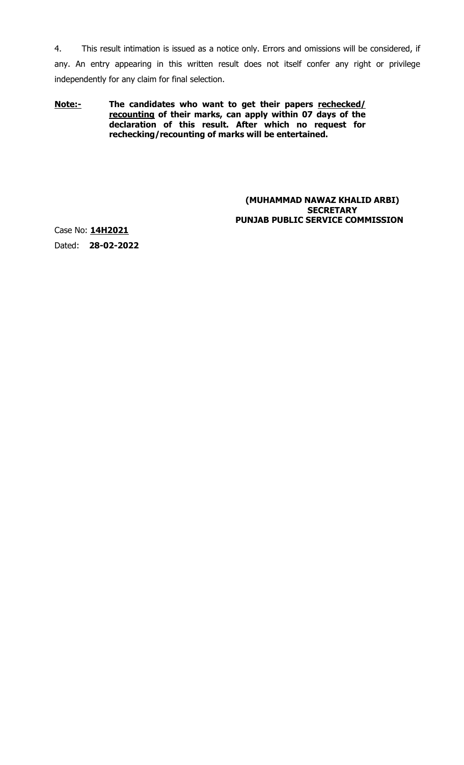4. This result intimation is issued as a notice only. Errors and omissions will be considered, if any. An entry appearing in this written result does not itself confer any right or privilege independently for any claim for final selection.

**Note:-** **The candidates who want to get their papers rechecked/ recounting of their marks, can apply within 07 days of the declaration of this result. After which no request for rechecking/recounting of marks will be entertained.**

**(MUHAMMAD NAWAZ KHALID ARBI)**
**SECRETARY**
**PUNJAB PUBLIC SERVICE COMMISSION**

Case No: **14H2021**

Dated: **28-02-2022**